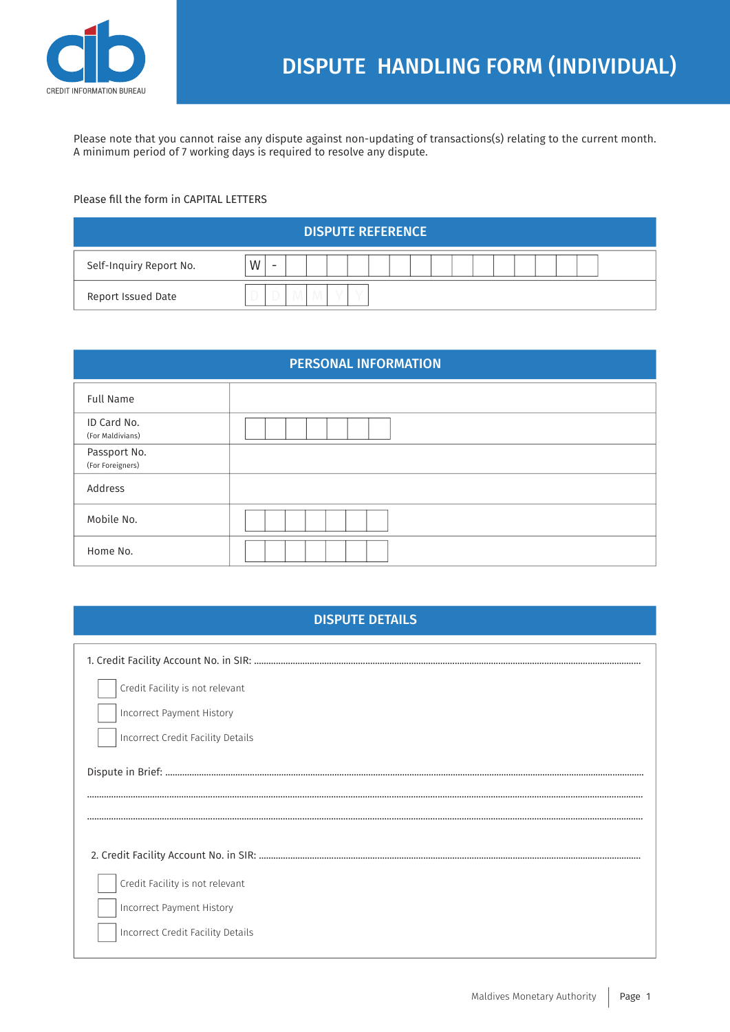CREDIT INFORMATION BUREAU

# DISPUTE HANDLING FORM (INDIVIDUAL)

Please note that you cannot raise any dispute against non-updating of transactions(s) relating to the current month.
A minimum period of 7 working days is required to resolve any dispute.

Please fill the form in CAPITAL LETTERS

## DISPUTE REFERENCE

| | |
|---|---|
| Self-Inquiry Report No. | W - |
| Report Issued Date | D D M M Y Y |

## PERSONAL INFORMATION

| | |
|---|---|
| Full Name | |
| ID Card No. (For Maldivians) | |
| Passport No. (For Foreigners) | |
| Address | |
| Mobile No. | |
| Home No. | |

## DISPUTE DETAILS

1. Credit Facility Account No. in SIR: ..............................

- [ ] Credit Facility is not relevant
- [ ] Incorrect Payment History
- [ ] Incorrect Credit Facility Details

Dispute in Brief: ..............................

..............................

..............................

2. Credit Facility Account No. in SIR: ..............................

- [ ] Credit Facility is not relevant
- [ ] Incorrect Payment History
- [ ] Incorrect Credit Facility Details

Maldives Monetary Authority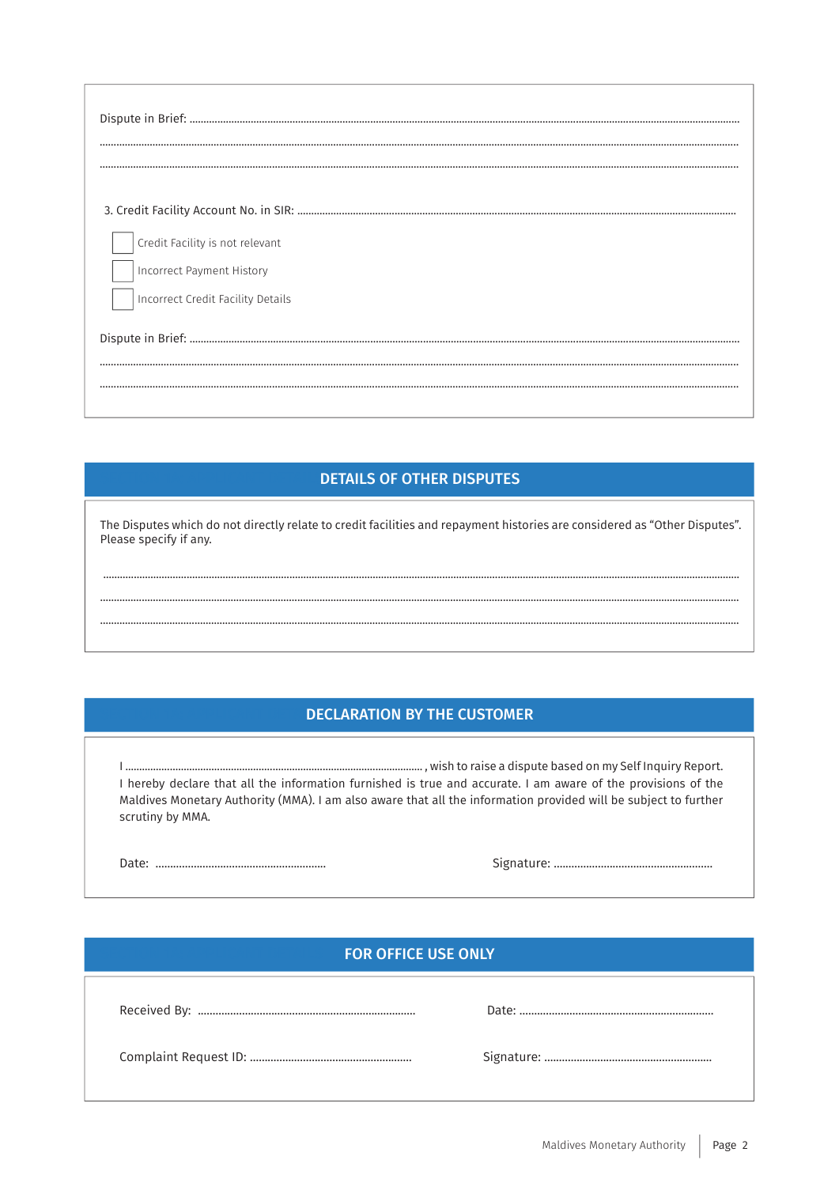Dispute in Brief: ..............................................................................................................................................................................................

..............................................................................................................................................................................................

..............................................................................................................................................................................................

3. Credit Facility Account No. in SIR: ..............................................................................................................................................................

- [ ] Credit Facility is not relevant
- [ ] Incorrect Payment History
- [ ] Incorrect Credit Facility Details

Dispute in Brief: ..............................................................................................................................................................................................

..............................................................................................................................................................................................

..............................................................................................................................................................................................

## DETAILS OF OTHER DISPUTES

The Disputes which do not directly relate to credit facilities and repayment histories are considered as "Other Disputes". Please specify if any.

..............................................................................................................................................................................................

..............................................................................................................................................................................................

..............................................................................................................................................................................................

## DECLARATION BY THE CUSTOMER

I ......................................................................................................... , wish to raise a dispute based on my Self Inquiry Report. I hereby declare that all the information furnished is true and accurate. I am aware of the provisions of the Maldives Monetary Authority (MMA). I am also aware that all the information provided will be subject to further scrutiny by MMA.

Date: .........................................................

Signature: .......................................................

## FOR OFFICE USE ONLY

Received By: ..........................................................................

Date: ..................................................................

Complaint Request ID: .......................................................

Signature: .........................................................